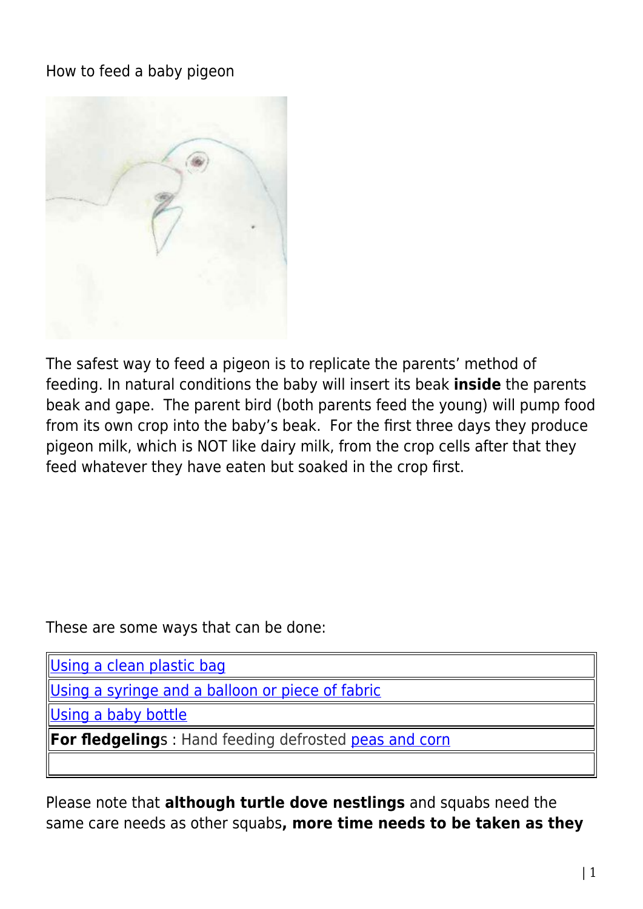How to feed a baby pigeon

The safest way to feed a pigeon is to replicate the parents' method of feeding. In natural conditions the baby will insert its beak **inside** the parents beak and gape. The parent bird (both parents feed the young) will pump food from its own crop into the baby's beak. For the first three days they produce pigeon milk, which is NOT like dairy milk, from the crop cells after that they feed whatever they have eaten but soaked in the crop first.

These are some ways that can be done:

| Using a clean plastic bag |
|---|
| Using a syringe and a balloon or piece of fabric |
| Using a baby bottle |
| **For fledgelings** : Hand feeding defrosted peas and corn |
| |

Please note that **although turtle dove nestlings** and squabs need the same care needs as other squabs**, more time needs to be taken as they**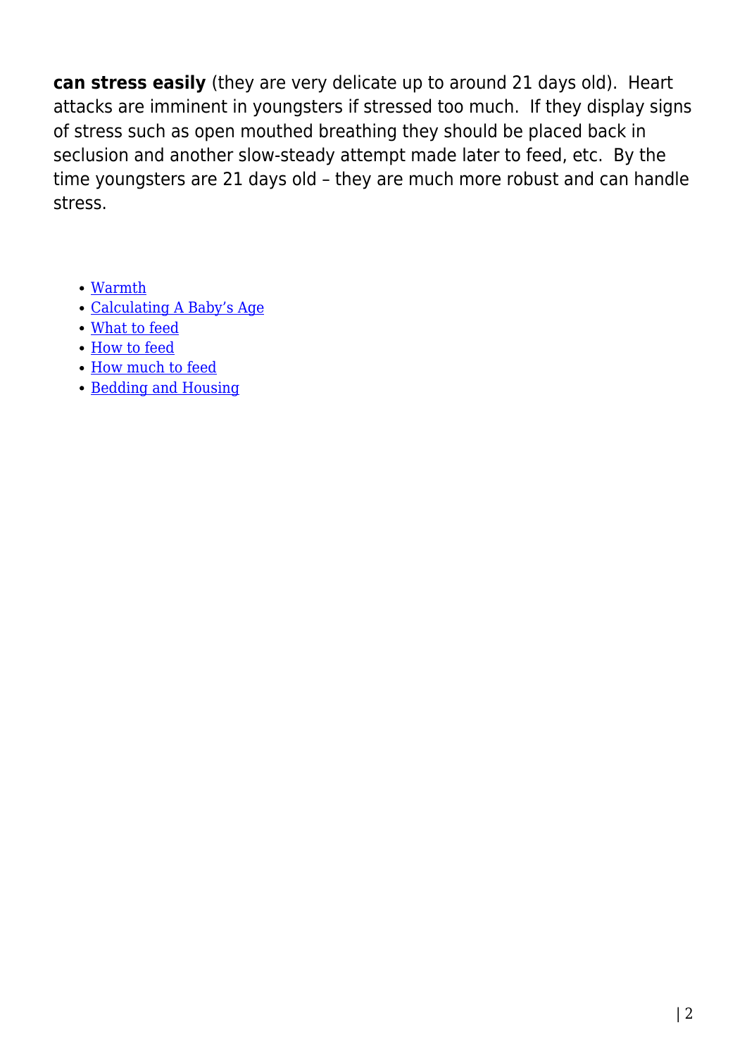**can stress easily** (they are very delicate up to around 21 days old).  Heart attacks are imminent in youngsters if stressed too much.  If they display signs of stress such as open mouthed breathing they should be placed back in seclusion and another slow-steady attempt made later to feed, etc.  By the time youngsters are 21 days old – they are much more robust and can handle stress.

- Warmth
- Calculating A Baby's Age
- What to feed
- How to feed
- How much to feed
- Bedding and Housing